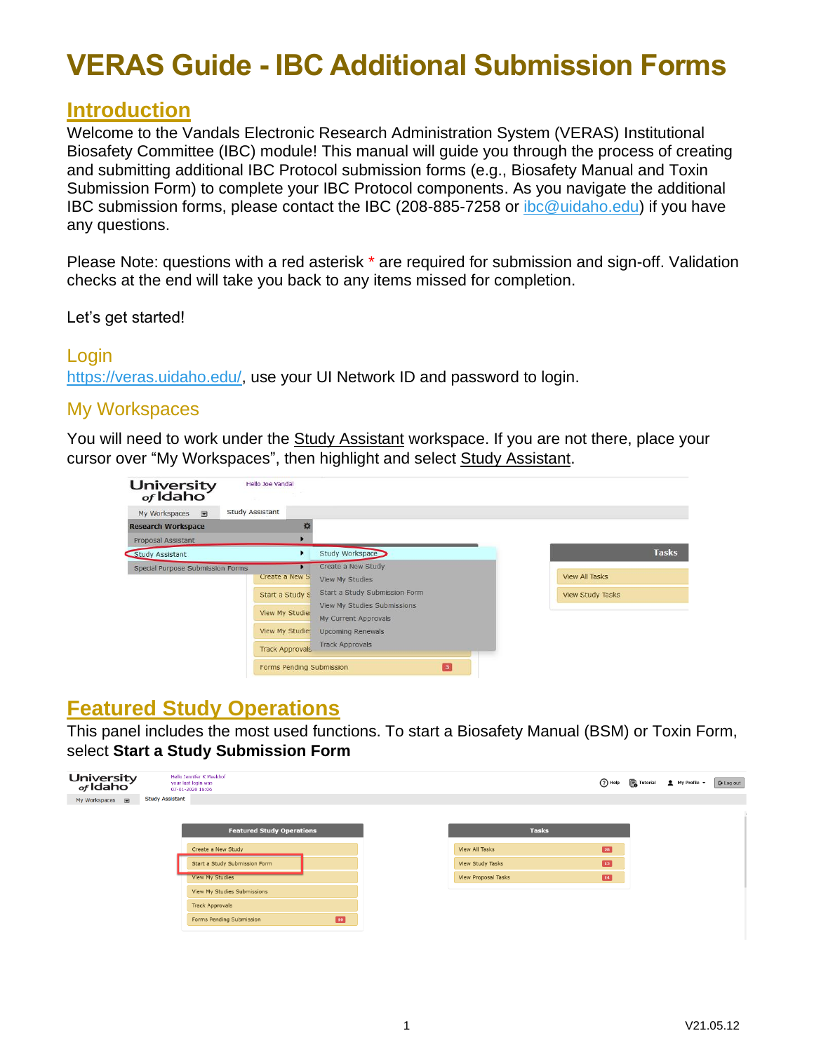# VERAS Guide - IBC Additional Submission Forms

## Introduction

Welcome to the Vandals Electronic Research Administration System (VERAS) Institutional Biosafety Committee (IBC) module! This manual will guide you through the process of creating and submitting additional IBC Protocol submission forms (e.g., Biosafety Manual and Toxin Submission Form) to complete your IBC Protocol components. As you navigate the additional IBC submission forms, please contact the IBC (208-885-7258 or ibc@uidaho.edu) if you have any questions.

Please Note: questions with a red asterisk * are required for submission and sign-off. Validation checks at the end will take you back to any items missed for completion.

Let's get started!

### Login

https://veras.uidaho.edu/, use your UI Network ID and password to login.

### My Workspaces

You will need to work under the Study Assistant workspace. If you are not there, place your cursor over "My Workspaces", then highlight and select Study Assistant.

## Featured Study Operations

This panel includes the most used functions. To start a Biosafety Manual (BSM) or Toxin Form, select **Start a Study Submission Form**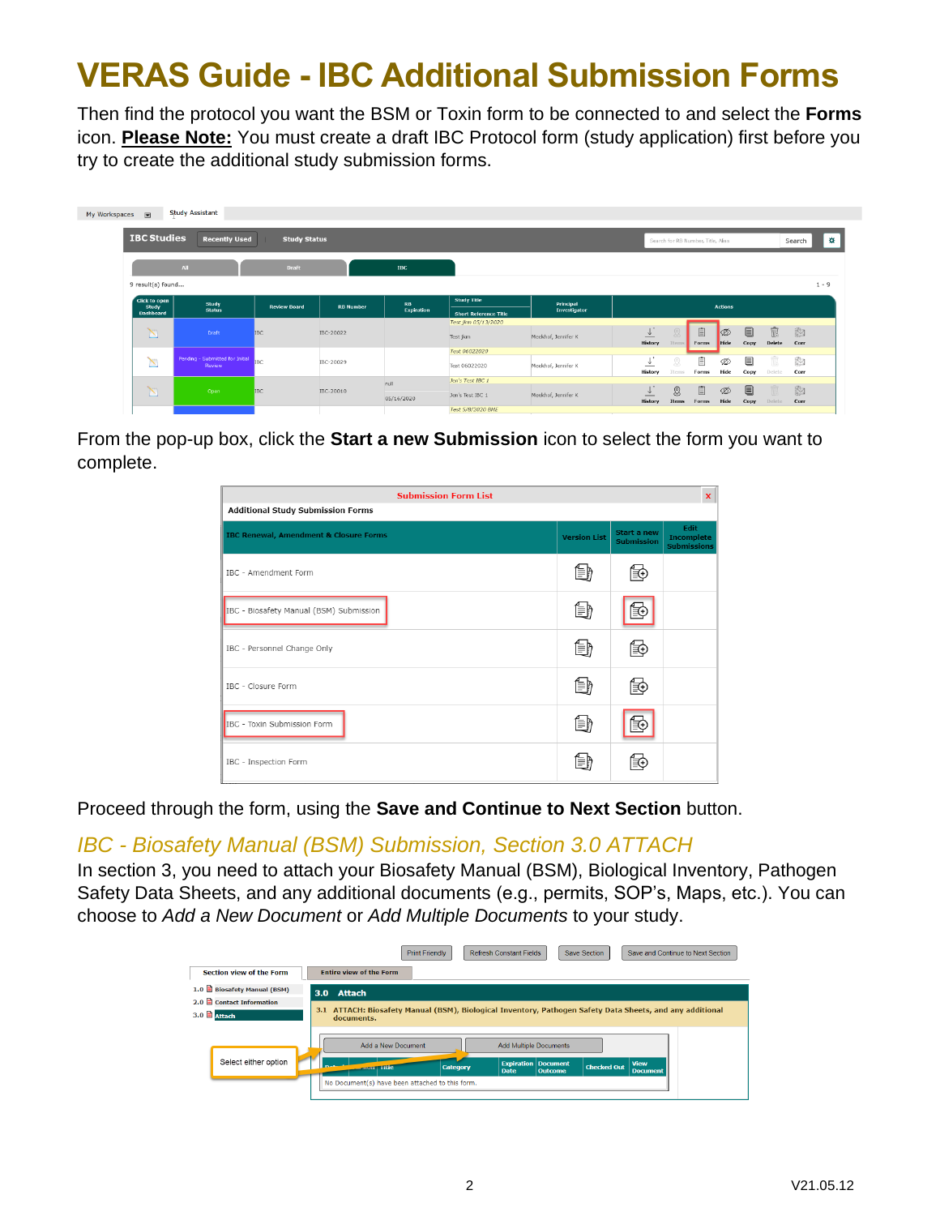# VERAS Guide - IBC Additional Submission Forms

Then find the protocol you want the BSM or Toxin form to be connected to and select the **Forms** icon. **Please Note:** You must create a draft IBC Protocol form (study application) first before you try to create the additional study submission forms.

From the pop-up box, click the **Start a new Submission** icon to select the form you want to complete.

Proceed through the form, using the **Save and Continue to Next Section** button.

## *IBC - Biosafety Manual (BSM) Submission, Section 3.0 ATTACH*

In section 3, you need to attach your Biosafety Manual (BSM), Biological Inventory, Pathogen Safety Data Sheets, and any additional documents (e.g., permits, SOP's, Maps, etc.). You can choose to *Add a New Document* or *Add Multiple Documents* to your study.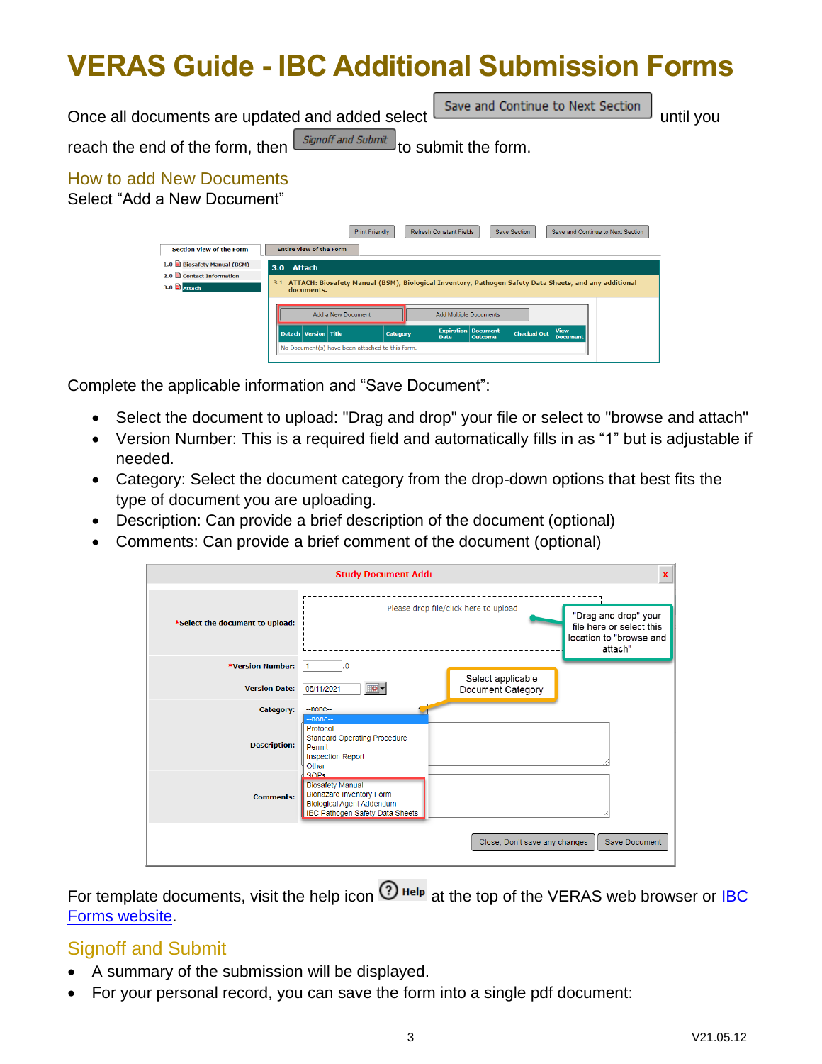# VERAS Guide - IBC Additional Submission Forms

Once all documents are updated and added select Save and Continue to Next Section until you reach the end of the form, then Signoff and Submit to submit the form.

## How to add New Documents

Select "Add a New Document"

Complete the applicable information and "Save Document":

- Select the document to upload: "Drag and drop" your file or select to "browse and attach"
- Version Number: This is a required field and automatically fills in as "1" but is adjustable if needed.
- Category: Select the document category from the drop-down options that best fits the type of document you are uploading.
- Description: Can provide a brief description of the document (optional)
- Comments: Can provide a brief comment of the document (optional)

For template documents, visit the help icon Help at the top of the VERAS web browser or IBC Forms website.

## Signoff and Submit

- A summary of the submission will be displayed.
- For your personal record, you can save the form into a single pdf document: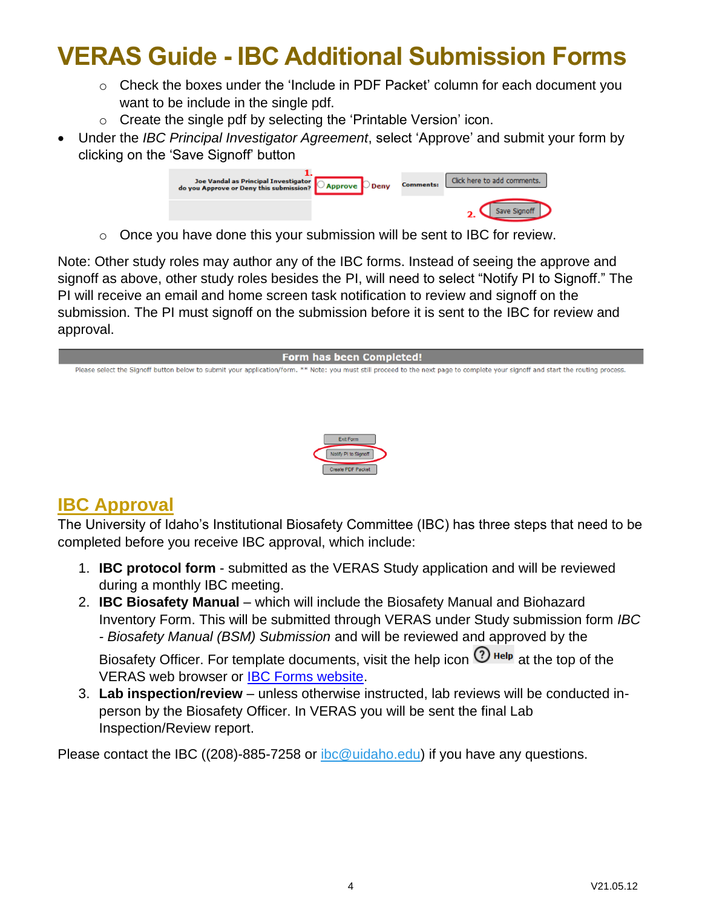# VERAS Guide - IBC Additional Submission Forms

  - Check the boxes under the 'Include in PDF Packet' column for each document you want to be include in the single pdf.
  - Create the single pdf by selecting the 'Printable Version' icon.
- Under the *IBC Principal Investigator Agreement*, select 'Approve' and submit your form by clicking on the 'Save Signoff' button

  - Once you have done this your submission will be sent to IBC for review.

Note: Other study roles may author any of the IBC forms. Instead of seeing the approve and signoff as above, other study roles besides the PI, will need to select "Notify PI to Signoff." The PI will receive an email and home screen task notification to review and signoff on the submission. The PI must signoff on the submission before it is sent to the IBC for review and approval.

## IBC Approval

The University of Idaho's Institutional Biosafety Committee (IBC) has three steps that need to be completed before you receive IBC approval, which include:

1. **IBC protocol form** - submitted as the VERAS Study application and will be reviewed during a monthly IBC meeting.
2. **IBC Biosafety Manual** – which will include the Biosafety Manual and Biohazard Inventory Form. This will be submitted through VERAS under Study submission form *IBC - Biosafety Manual (BSM) Submission* and will be reviewed and approved by the Biosafety Officer. For template documents, visit the help icon Help at the top of the VERAS web browser or IBC Forms website.
3. **Lab inspection/review** – unless otherwise instructed, lab reviews will be conducted in-person by the Biosafety Officer. In VERAS you will be sent the final Lab Inspection/Review report.

Please contact the IBC ((208)-885-7258 or ibc@uidaho.edu) if you have any questions.